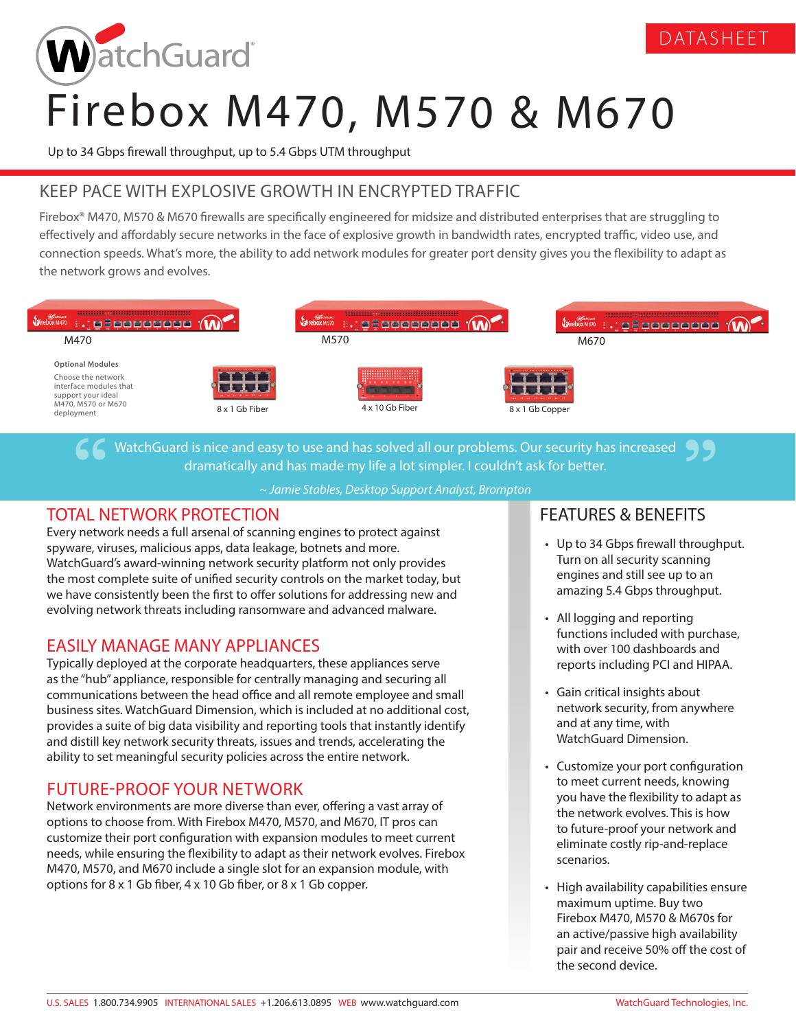DATASHEET

# Firebox M470, M570 & M670

Up to 34 Gbps firewall throughput, up to 5.4 Gbps UTM throughput

## KEEP PACE WITH EXPLOSIVE GROWTH IN ENCRYPTED TRAFFIC

Firebox® M470, M570 & M670 firewalls are specifically engineered for midsize and distributed enterprises that are struggling to effectively and affordably secure networks in the face of explosive growth in bandwidth rates, encrypted traffic, video use, and connection speeds. What's more, the ability to add network modules for greater port density gives you the flexibility to adapt as the network grows and evolves.

M470

M570

M670

**Optional Modules**

Choose the network interface modules that support your ideal M470, M570 or M670 deployment

8 x 1 Gb Fiber

4 x 10 Gb Fiber

8 x 1 Gb Copper

> WatchGuard is nice and easy to use and has solved all our problems. Our security has increased dramatically and has made my life a lot simpler. I couldn't ask for better.
>
> *~ Jamie Stables, Desktop Support Analyst, Brompton*

## TOTAL NETWORK PROTECTION

Every network needs a full arsenal of scanning engines to protect against spyware, viruses, malicious apps, data leakage, botnets and more. WatchGuard's award-winning network security platform not only provides the most complete suite of unified security controls on the market today, but we have consistently been the first to offer solutions for addressing new and evolving network threats including ransomware and advanced malware.

## EASILY MANAGE MANY APPLIANCES

Typically deployed at the corporate headquarters, these appliances serve as the "hub" appliance, responsible for centrally managing and securing all communications between the head office and all remote employee and small business sites. WatchGuard Dimension, which is included at no additional cost, provides a suite of big data visibility and reporting tools that instantly identify and distill key network security threats, issues and trends, accelerating the ability to set meaningful security policies across the entire network.

## FUTURE-PROOF YOUR NETWORK

Network environments are more diverse than ever, offering a vast array of options to choose from. With Firebox M470, M570, and M670, IT pros can customize their port configuration with expansion modules to meet current needs, while ensuring the flexibility to adapt as their network evolves. Firebox M470, M570, and M670 include a single slot for an expansion module, with options for 8 x 1 Gb fiber, 4 x 10 Gb fiber, or 8 x 1 Gb copper.

## FEATURES & BENEFITS

- Up to 34 Gbps firewall throughput. Turn on all security scanning engines and still see up to an amazing 5.4 Gbps throughput.
- All logging and reporting functions included with purchase, with over 100 dashboards and reports including PCI and HIPAA.
- Gain critical insights about network security, from anywhere and at any time, with WatchGuard Dimension.
- Customize your port configuration to meet current needs, knowing you have the flexibility to adapt as the network evolves. This is how to future-proof your network and eliminate costly rip-and-replace scenarios.
- High availability capabilities ensure maximum uptime. Buy two Firebox M470, M570 & M670s for an active/passive high availability pair and receive 50% off the cost of the second device.

U.S. SALES 1.800.734.9905 INTERNATIONAL SALES +1.206.613.0895 WEB www.watchguard.com WatchGuard Technologies, Inc.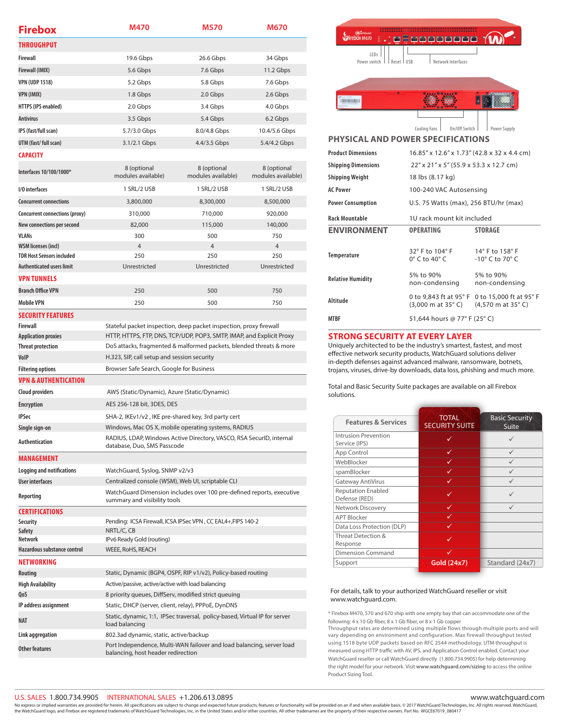| Firebox | M470 | M570 | M670 |
|---|---|---|---|
| **THROUGHPUT** | | | |
| Firewall | 19.6 Gbps | 26.6 Gbps | 34 Gbps |
| Firewall (IMIX) | 5.6 Gbps | 7.6 Gbps | 11.2 Gbps |
| VPN (UDP 1518) | 5.2 Gbps | 5.8 Gbps | 7.6 Gbps |
| VPN (IMIX) | 1.8 Gbps | 2.0 Gbps | 2.6 Gbps |
| HTTPS (IPS enabled) | 2.0 Gbps | 3.4 Gbps | 4.0 Gbps |
| Antivirus | 3.5 Gbps | 5.4 Gbps | 6.2 Gbps |
| IPS (fast/full scan) | 5.7/3.0 Gbps | 8.0/4.8 Gbps | 10.4/5.6 Gbps |
| UTM (fast/ full scan) | 3.1/2.1 Gbps | 4.4/3.5 Gbps | 5.4/4.2 Gbps |
| **CAPACITY** | | | |
| Interfaces 10/100/1000* | 8 (optional modules available) | 8 (optional modules available) | 8 (optional modules available) |
| I/O interfaces | 1 SRL/2 USB | 1 SRL/2 USB | 1 SRL/2 USB |
| Concurrent connections | 3,800,000 | 8,300,000 | 8,500,000 |
| Concurrent connections (proxy) | 310,000 | 710,000 | 920,000 |
| New connections per second | 82,000 | 115,000 | 140,000 |
| VLANs | 300 | 500 | 750 |
| WSM licenses (incl) | 4 | 4 | 4 |
| TDR Host Sensors included | 250 | 250 | 250 |
| Authenticated users limit | Unrestricted | Unrestricted | Unrestricted |
| **VPN TUNNELS** | | | |
| Branch Office VPN | 250 | 500 | 750 |
| Mobile VPN | 250 | 500 | 750 |

## SECURITY FEATURES

| | |
|---|---|
| Firewall | Stateful packet inspection, deep packet inspection, proxy firewall |
| Application proxies | HTTP, HTTPS, FTP, DNS, TCP/UDP, POP3, SMTP, IMAP, and Explicit Proxy |
| Threat protection | DoS attacks, fragmented & malformed packets, blended threats & more |
| VoIP | H.323, SIP, call setup and session security |
| Filtering options | Browser Safe Search, Google for Business |

## VPN & AUTHENTICATION

| | |
|---|---|
| Cloud providers | AWS (Static/Dynamic), Azure (Static/Dynamic) |
| Encryption | AES 256-128 bit, 3DES, DES |
| IPSec | SHA-2, IKEv1/v2 , IKE pre-shared key, 3rd party cert |
| Single sign-on | Windows, Mac OS X, mobile operating systems, RADIUS |
| Authentication | RADIUS, LDAP, Windows Active Directory, VASCO, RSA SecurID, internal database, Duo, SMS Passcode |

## MANAGEMENT

| | |
|---|---|
| Logging and notifications | WatchGuard, Syslog, SNMP v2/v3 |
| User interfaces | Centralized console (WSM), Web UI, scriptable CLI |
| Reporting | WatchGuard Dimension includes over 100 pre-defined reports, executive summary and visibility tools |

## CERTIFICATIONS

| | |
|---|---|
| Security | Pending: ICSA Firewall, ICSA IPSec VPN , CC EAL4+,FIPS 140-2 |
| Safety | NRTL/C, CB |
| Network | IPv6 Ready Gold (routing) |
| Hazardous substance control | WEEE, RoHS, REACH |

## NETWORKING

| | |
|---|---|
| Routing | Static, Dynamic (BGP4, OSPF, RIP v1/v2), Policy-based routing |
| High Availability | Active/passive, active/active with load balancing |
| QoS | 8 priority queues, DiffServ, modified strict queuing |
| IP address assignment | Static, DHCP (server, client, relay), PPPoE, DynDNS |
| NAT | Static, Dynamic, 1:1, IPSec traversal, policy-based, Virtual IP for server load balancing |
| Link aggregation | 802.3ad dynamic, static, active/backup |
| Other features | Port Independence, Multi-WAN failover and load balancing, server load balancing, host header redirection |

LEDs
Power switch
Reset
USB
Network Interfaces

Cooling Fans
On/Off Switch
Power Supply

## PHYSICAL AND POWER SPECIFICATIONS

| | |
|---|---|
| Product Dimensions | 16.85" x 12.6" x 1.73" (42.8 x 32 x 4.4 cm) |
| Shipping Dimensions | 22" x 21" x 5" (55.9 x 53.3 x 12.7 cm) |
| Shipping Weight | 18 lbs (8.17 kg) |
| AC Power | 100-240 VAC Autosensing |
| Power Consumption | U.S. 75 Watts (max), 256 BTU/hr (max) |
| Rack Mountable | 1U rack mount kit included |

| ENVIRONMENT | OPERATING | STORAGE |
|---|---|---|
| Temperature | 32° F to 104° F<br>0° C to 40° C | 14° F to 158° F<br>-10° C to 70° C |
| Relative Humidity | 5% to 90% non-condensing | 5% to 90% non-condensing |
| Altitude | 0 to 9,843 ft at 95° F (3,000 m at 35° C) | 0 to 15,000 ft at 95° F (4,570 m at 35° C) |
| MTBF | 51,644 hours @ 77° F (25° C) | |

## STRONG SECURITY AT EVERY LAYER

Uniquely architected to be the industry's smartest, fastest, and most effective network security products, WatchGuard solutions deliver in-depth defenses against advanced malware, ransomware, botnets, trojans, viruses, drive-by downloads, data loss, phishing and much more.

Total and Basic Security Suite packages are available on all Firebox solutions.

| Features & Services | TOTAL SECURITY SUITE | Basic Security Suite |
|---|---|---|
| Intrusion Prevention Service (IPS) | ✓ | ✓ |
| App Control | ✓ | ✓ |
| WebBlocker | ✓ | ✓ |
| spamBlocker | ✓ | ✓ |
| Gateway AntiVirus | ✓ | ✓ |
| Reputation Enabled Defense (RED) | ✓ | ✓ |
| Network Discovery | ✓ | ✓ |
| APT Blocker | ✓ | |
| Data Loss Protection (DLP) | ✓ | |
| Threat Detection & Response | ✓ | |
| Dimension Command | ✓ | |
| Support | Gold (24x7) | Standard (24x7) |

For details, talk to your authorized WatchGuard reseller or visit www.watchguard.com.

* Firebox M470, 570 and 670 ship with one empty bay that can accommodate one of the following: 4 x 10 Gb fiber, 8 x 1 Gb fiber, or 8 x 1 Gb copper
Throughput rates are determined using multiple flows through multiple ports and will vary depending on environment and configuration. Max firewall throughput tested using 1518 byte UDP packets based on RFC 2544 methodology. UTM throughput is measured using HTTP traffic with AV, IPS, and Application Control enabled. Contact your WatchGuard reseller or call WatchGuard directly (1.800.734.9905) for help determining the right model for your network. Visit **www.watchguard.com/sizing** to access the online Product Sizing Tool.

U.S. SALES 1.800.734.9905 INTERNATIONAL SALES +1.206.613.0895 www.watchguard.com

No express or implied warranties are provided for herein. All specifications are subject to change and expected future products, features or functionality will be provided on an if and when available basis. © 2017 WatchGuard Technologies, Inc. All rights reserved. WatchGuard, the WatchGuard logo, and Firebox are registered trademarks of WatchGuard Technologies, Inc. in the United States and/or other countries. All other tradenames are the property of their respective owners. Part No. WGCE67019_080417